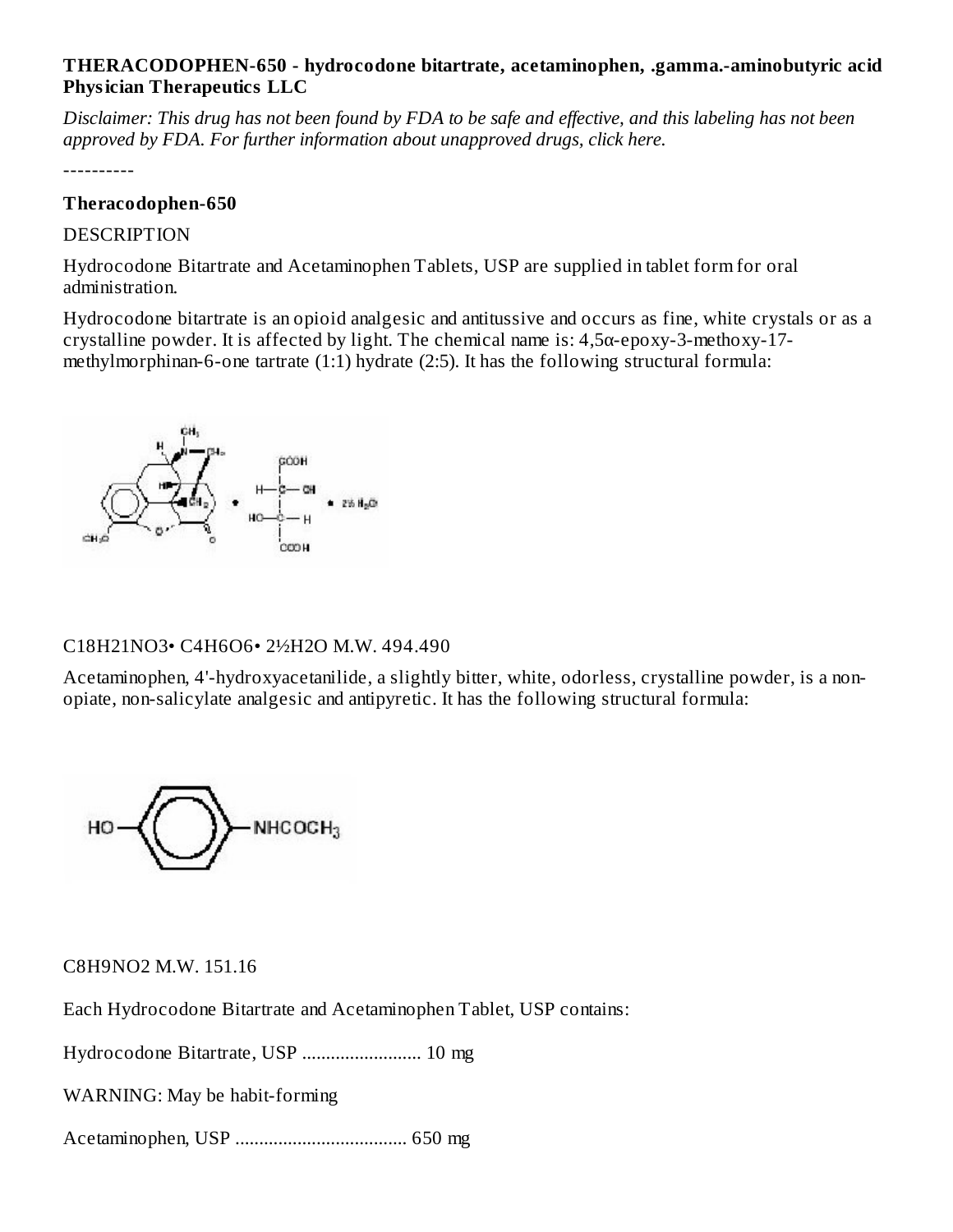**THERACODOPHEN-650 - hydrocodone bitartrate, acetaminophen, .gamma.-aminobutyric acid Physician Therapeutics LLC**

*Disclaimer: This drug has not been found by FDA to be safe and effective, and this labeling has not been approved by FDA. For further information about unapproved drugs, click here.*

----------

**Theracodophen-650**

DESCRIPTION

Hydrocodone Bitartrate and Acetaminophen Tablets, USP are supplied in tablet form for oral administration.

Hydrocodone bitartrate is an opioid analgesic and antitussive and occurs as fine, white crystals or as a crystalline powder. It is affected by light. The chemical name is: 4,5α-epoxy-3-methoxy-17-methylmorphinan-6-one tartrate (1:1) hydrate (2:5). It has the following structural formula:

$C_{18}H_{21}NO_3 \cdot C_4H_6O_6 \cdot 2\frac{1}{2}H_2O$ M.W. 494.490

Acetaminophen, 4'-hydroxyacetanilide, a slightly bitter, white, odorless, crystalline powder, is a non-opiate, non-salicylate analgesic and antipyretic. It has the following structural formula:

$C_8H_9NO_2$ M.W. 151.16

Each Hydrocodone Bitartrate and Acetaminophen Tablet, USP contains:

Hydrocodone Bitartrate, USP ......................... 10 mg

WARNING: May be habit-forming

Acetaminophen, USP .................................... 650 mg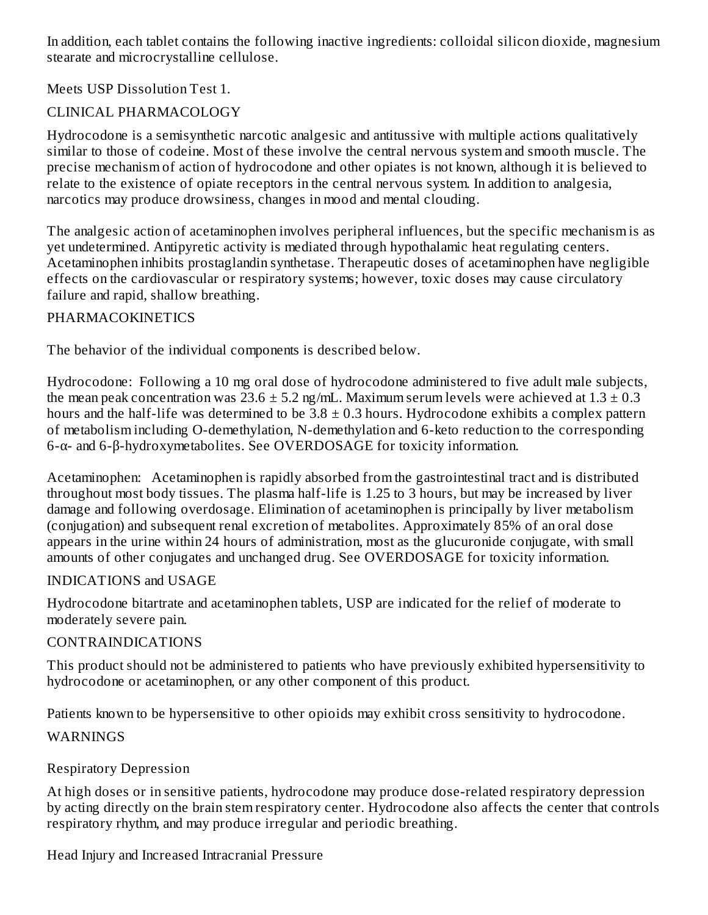In addition, each tablet contains the following inactive ingredients: colloidal silicon dioxide, magnesium stearate and microcrystalline cellulose.

Meets USP Dissolution Test 1.

## CLINICAL PHARMACOLOGY

Hydrocodone is a semisynthetic narcotic analgesic and antitussive with multiple actions qualitatively similar to those of codeine. Most of these involve the central nervous system and smooth muscle. The precise mechanism of action of hydrocodone and other opiates is not known, although it is believed to relate to the existence of opiate receptors in the central nervous system. In addition to analgesia, narcotics may produce drowsiness, changes in mood and mental clouding.

The analgesic action of acetaminophen involves peripheral influences, but the specific mechanism is as yet undetermined. Antipyretic activity is mediated through hypothalamic heat regulating centers. Acetaminophen inhibits prostaglandin synthetase. Therapeutic doses of acetaminophen have negligible effects on the cardiovascular or respiratory systems; however, toxic doses may cause circulatory failure and rapid, shallow breathing.

## PHARMACOKINETICS

The behavior of the individual components is described below.

Hydrocodone: Following a 10 mg oral dose of hydrocodone administered to five adult male subjects, the mean peak concentration was $23.6 \pm 5.2$ ng/mL. Maximum serum levels were achieved at $1.3 \pm 0.3$ hours and the half-life was determined to be $3.8 \pm 0.3$ hours. Hydrocodone exhibits a complex pattern of metabolism including O-demethylation, N-demethylation and 6-keto reduction to the corresponding 6-α- and 6-β-hydroxymetabolites. See OVERDOSAGE for toxicity information.

Acetaminophen: Acetaminophen is rapidly absorbed from the gastrointestinal tract and is distributed throughout most body tissues. The plasma half-life is 1.25 to 3 hours, but may be increased by liver damage and following overdosage. Elimination of acetaminophen is principally by liver metabolism (conjugation) and subsequent renal excretion of metabolites. Approximately 85% of an oral dose appears in the urine within 24 hours of administration, most as the glucuronide conjugate, with small amounts of other conjugates and unchanged drug. See OVERDOSAGE for toxicity information.

## INDICATIONS and USAGE

Hydrocodone bitartrate and acetaminophen tablets, USP are indicated for the relief of moderate to moderately severe pain.

## CONTRAINDICATIONS

This product should not be administered to patients who have previously exhibited hypersensitivity to hydrocodone or acetaminophen, or any other component of this product.

Patients known to be hypersensitive to other opioids may exhibit cross sensitivity to hydrocodone.

## WARNINGS

### Respiratory Depression

At high doses or in sensitive patients, hydrocodone may produce dose-related respiratory depression by acting directly on the brain stem respiratory center. Hydrocodone also affects the center that controls respiratory rhythm, and may produce irregular and periodic breathing.

### Head Injury and Increased Intracranial Pressure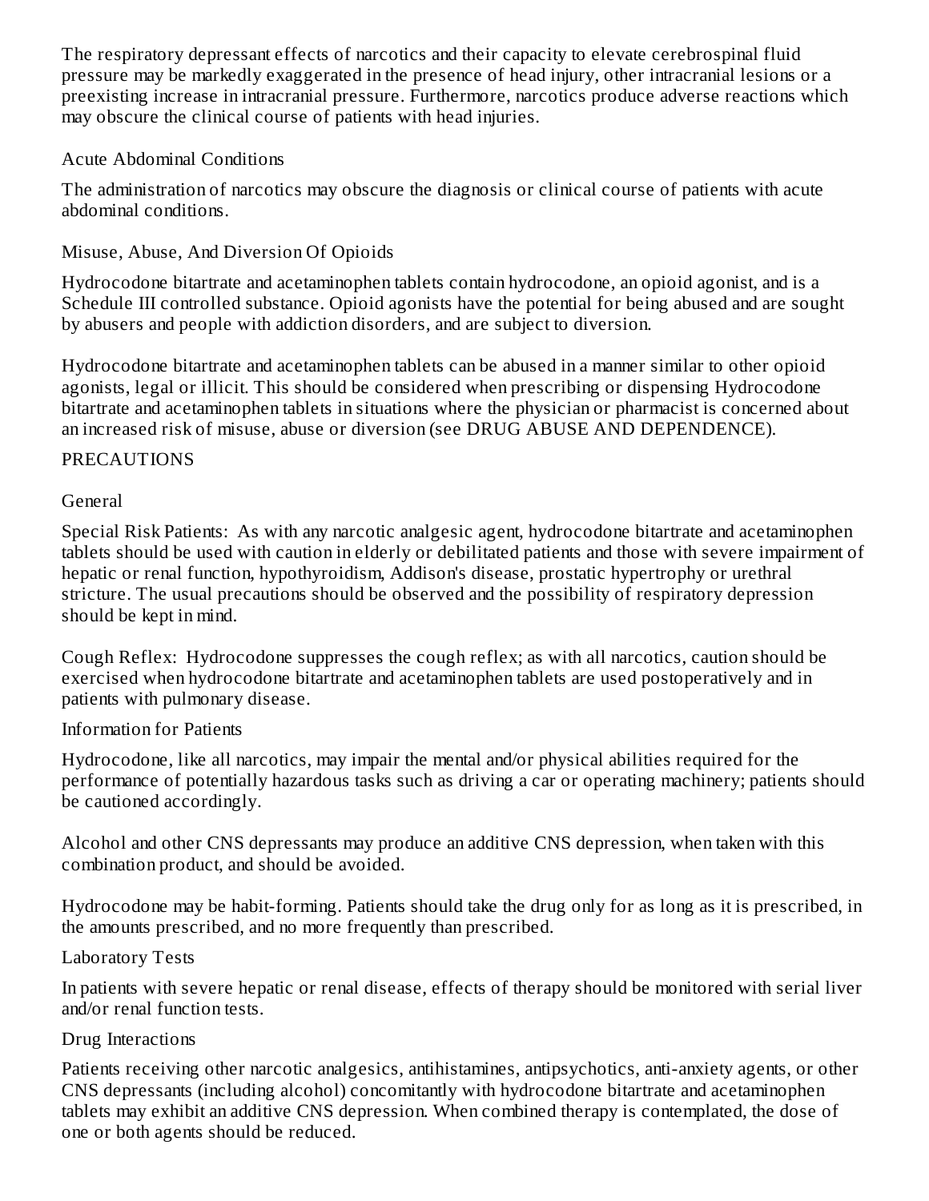The respiratory depressant effects of narcotics and their capacity to elevate cerebrospinal fluid pressure may be markedly exaggerated in the presence of head injury, other intracranial lesions or a preexisting increase in intracranial pressure. Furthermore, narcotics produce adverse reactions which may obscure the clinical course of patients with head injuries.

### Acute Abdominal Conditions

The administration of narcotics may obscure the diagnosis or clinical course of patients with acute abdominal conditions.

### Misuse, Abuse, And Diversion Of Opioids

Hydrocodone bitartrate and acetaminophen tablets contain hydrocodone, an opioid agonist, and is a Schedule III controlled substance. Opioid agonists have the potential for being abused and are sought by abusers and people with addiction disorders, and are subject to diversion.

Hydrocodone bitartrate and acetaminophen tablets can be abused in a manner similar to other opioid agonists, legal or illicit. This should be considered when prescribing or dispensing Hydrocodone bitartrate and acetaminophen tablets in situations where the physician or pharmacist is concerned about an increased risk of misuse, abuse or diversion (see DRUG ABUSE AND DEPENDENCE).

## PRECAUTIONS

### General

Special Risk Patients: As with any narcotic analgesic agent, hydrocodone bitartrate and acetaminophen tablets should be used with caution in elderly or debilitated patients and those with severe impairment of hepatic or renal function, hypothyroidism, Addison's disease, prostatic hypertrophy or urethral stricture. The usual precautions should be observed and the possibility of respiratory depression should be kept in mind.

Cough Reflex: Hydrocodone suppresses the cough reflex; as with all narcotics, caution should be exercised when hydrocodone bitartrate and acetaminophen tablets are used postoperatively and in patients with pulmonary disease.

### Information for Patients

Hydrocodone, like all narcotics, may impair the mental and/or physical abilities required for the performance of potentially hazardous tasks such as driving a car or operating machinery; patients should be cautioned accordingly.

Alcohol and other CNS depressants may produce an additive CNS depression, when taken with this combination product, and should be avoided.

Hydrocodone may be habit-forming. Patients should take the drug only for as long as it is prescribed, in the amounts prescribed, and no more frequently than prescribed.

### Laboratory Tests

In patients with severe hepatic or renal disease, effects of therapy should be monitored with serial liver and/or renal function tests.

### Drug Interactions

Patients receiving other narcotic analgesics, antihistamines, antipsychotics, anti-anxiety agents, or other CNS depressants (including alcohol) concomitantly with hydrocodone bitartrate and acetaminophen tablets may exhibit an additive CNS depression. When combined therapy is contemplated, the dose of one or both agents should be reduced.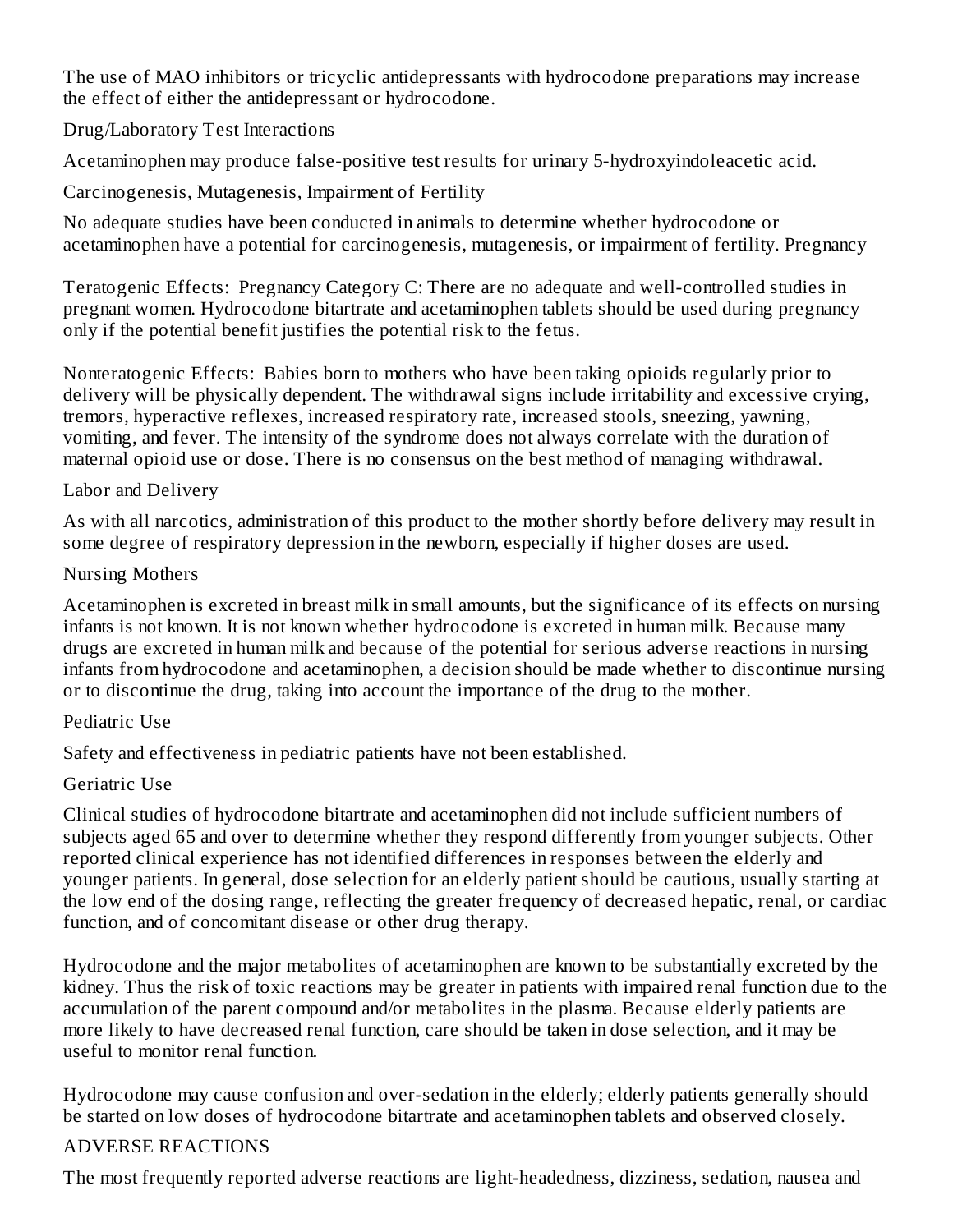The use of MAO inhibitors or tricyclic antidepressants with hydrocodone preparations may increase the effect of either the antidepressant or hydrocodone.

### Drug/Laboratory Test Interactions

Acetaminophen may produce false-positive test results for urinary 5-hydroxyindoleacetic acid.

### Carcinogenesis, Mutagenesis, Impairment of Fertility

No adequate studies have been conducted in animals to determine whether hydrocodone or acetaminophen have a potential for carcinogenesis, mutagenesis, or impairment of fertility. Pregnancy

Teratogenic Effects: Pregnancy Category C: There are no adequate and well-controlled studies in pregnant women. Hydrocodone bitartrate and acetaminophen tablets should be used during pregnancy only if the potential benefit justifies the potential risk to the fetus.

Nonteratogenic Effects: Babies born to mothers who have been taking opioids regularly prior to delivery will be physically dependent. The withdrawal signs include irritability and excessive crying, tremors, hyperactive reflexes, increased respiratory rate, increased stools, sneezing, yawning, vomiting, and fever. The intensity of the syndrome does not always correlate with the duration of maternal opioid use or dose. There is no consensus on the best method of managing withdrawal.

### Labor and Delivery

As with all narcotics, administration of this product to the mother shortly before delivery may result in some degree of respiratory depression in the newborn, especially if higher doses are used.

### Nursing Mothers

Acetaminophen is excreted in breast milk in small amounts, but the significance of its effects on nursing infants is not known. It is not known whether hydrocodone is excreted in human milk. Because many drugs are excreted in human milk and because of the potential for serious adverse reactions in nursing infants from hydrocodone and acetaminophen, a decision should be made whether to discontinue nursing or to discontinue the drug, taking into account the importance of the drug to the mother.

### Pediatric Use

Safety and effectiveness in pediatric patients have not been established.

### Geriatric Use

Clinical studies of hydrocodone bitartrate and acetaminophen did not include sufficient numbers of subjects aged 65 and over to determine whether they respond differently from younger subjects. Other reported clinical experience has not identified differences in responses between the elderly and younger patients. In general, dose selection for an elderly patient should be cautious, usually starting at the low end of the dosing range, reflecting the greater frequency of decreased hepatic, renal, or cardiac function, and of concomitant disease or other drug therapy.

Hydrocodone and the major metabolites of acetaminophen are known to be substantially excreted by the kidney. Thus the risk of toxic reactions may be greater in patients with impaired renal function due to the accumulation of the parent compound and/or metabolites in the plasma. Because elderly patients are more likely to have decreased renal function, care should be taken in dose selection, and it may be useful to monitor renal function.

Hydrocodone may cause confusion and over-sedation in the elderly; elderly patients generally should be started on low doses of hydrocodone bitartrate and acetaminophen tablets and observed closely.

## ADVERSE REACTIONS

The most frequently reported adverse reactions are light-headedness, dizziness, sedation, nausea and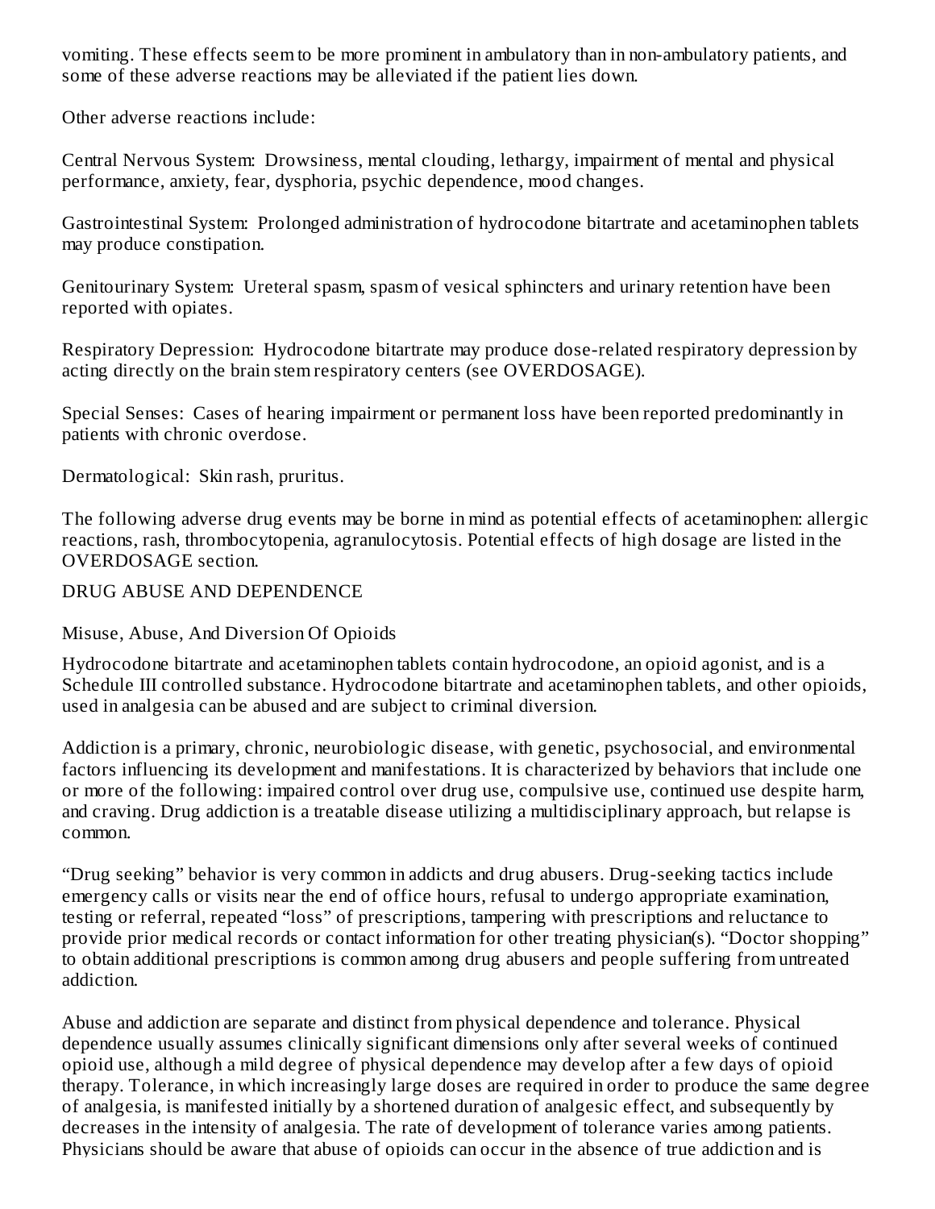vomiting. These effects seem to be more prominent in ambulatory than in non-ambulatory patients, and some of these adverse reactions may be alleviated if the patient lies down.

Other adverse reactions include:

Central Nervous System: Drowsiness, mental clouding, lethargy, impairment of mental and physical performance, anxiety, fear, dysphoria, psychic dependence, mood changes.

Gastrointestinal System: Prolonged administration of hydrocodone bitartrate and acetaminophen tablets may produce constipation.

Genitourinary System: Ureteral spasm, spasm of vesical sphincters and urinary retention have been reported with opiates.

Respiratory Depression: Hydrocodone bitartrate may produce dose-related respiratory depression by acting directly on the brain stem respiratory centers (see OVERDOSAGE).

Special Senses: Cases of hearing impairment or permanent loss have been reported predominantly in patients with chronic overdose.

Dermatological: Skin rash, pruritus.

The following adverse drug events may be borne in mind as potential effects of acetaminophen: allergic reactions, rash, thrombocytopenia, agranulocytosis. Potential effects of high dosage are listed in the OVERDOSAGE section.

## DRUG ABUSE AND DEPENDENCE

### Misuse, Abuse, And Diversion Of Opioids

Hydrocodone bitartrate and acetaminophen tablets contain hydrocodone, an opioid agonist, and is a Schedule III controlled substance. Hydrocodone bitartrate and acetaminophen tablets, and other opioids, used in analgesia can be abused and are subject to criminal diversion.

Addiction is a primary, chronic, neurobiologic disease, with genetic, psychosocial, and environmental factors influencing its development and manifestations. It is characterized by behaviors that include one or more of the following: impaired control over drug use, compulsive use, continued use despite harm, and craving. Drug addiction is a treatable disease utilizing a multidisciplinary approach, but relapse is common.

"Drug seeking" behavior is very common in addicts and drug abusers. Drug-seeking tactics include emergency calls or visits near the end of office hours, refusal to undergo appropriate examination, testing or referral, repeated "loss" of prescriptions, tampering with prescriptions and reluctance to provide prior medical records or contact information for other treating physician(s). "Doctor shopping" to obtain additional prescriptions is common among drug abusers and people suffering from untreated addiction.

Abuse and addiction are separate and distinct from physical dependence and tolerance. Physical dependence usually assumes clinically significant dimensions only after several weeks of continued opioid use, although a mild degree of physical dependence may develop after a few days of opioid therapy. Tolerance, in which increasingly large doses are required in order to produce the same degree of analgesia, is manifested initially by a shortened duration of analgesic effect, and subsequently by decreases in the intensity of analgesia. The rate of development of tolerance varies among patients. Physicians should be aware that abuse of opioids can occur in the absence of true addiction and is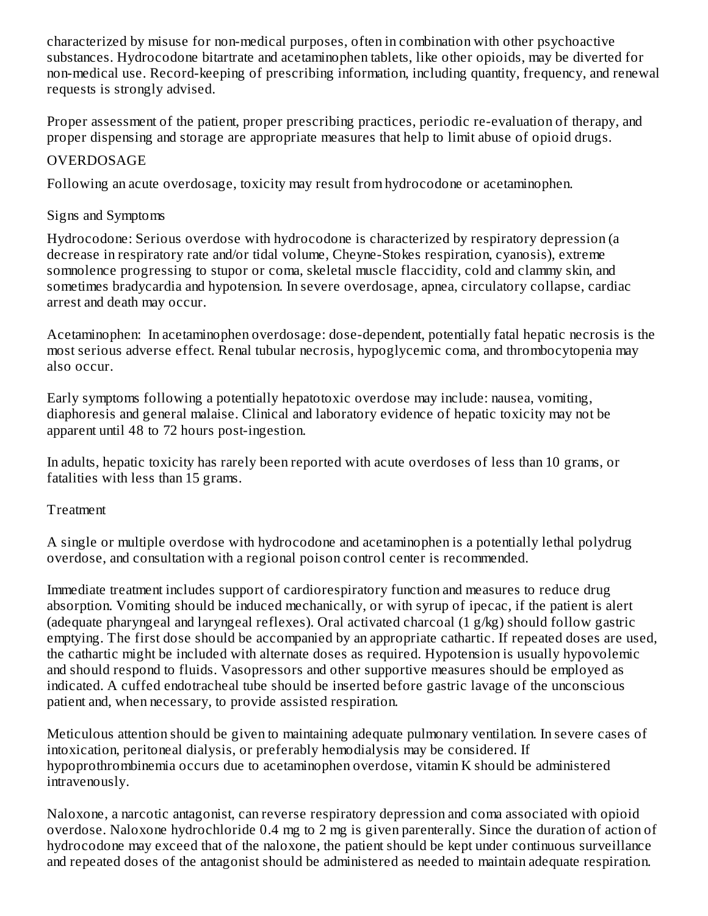characterized by misuse for non-medical purposes, often in combination with other psychoactive substances. Hydrocodone bitartrate and acetaminophen tablets, like other opioids, may be diverted for non-medical use. Record-keeping of prescribing information, including quantity, frequency, and renewal requests is strongly advised.

Proper assessment of the patient, proper prescribing practices, periodic re-evaluation of therapy, and proper dispensing and storage are appropriate measures that help to limit abuse of opioid drugs.

## OVERDOSAGE

Following an acute overdosage, toxicity may result from hydrocodone or acetaminophen.

### Signs and Symptoms

Hydrocodone: Serious overdose with hydrocodone is characterized by respiratory depression (a decrease in respiratory rate and/or tidal volume, Cheyne-Stokes respiration, cyanosis), extreme somnolence progressing to stupor or coma, skeletal muscle flaccidity, cold and clammy skin, and sometimes bradycardia and hypotension. In severe overdosage, apnea, circulatory collapse, cardiac arrest and death may occur.

Acetaminophen: In acetaminophen overdosage: dose-dependent, potentially fatal hepatic necrosis is the most serious adverse effect. Renal tubular necrosis, hypoglycemic coma, and thrombocytopenia may also occur.

Early symptoms following a potentially hepatotoxic overdose may include: nausea, vomiting, diaphoresis and general malaise. Clinical and laboratory evidence of hepatic toxicity may not be apparent until 48 to 72 hours post-ingestion.

In adults, hepatic toxicity has rarely been reported with acute overdoses of less than 10 grams, or fatalities with less than 15 grams.

### Treatment

A single or multiple overdose with hydrocodone and acetaminophen is a potentially lethal polydrug overdose, and consultation with a regional poison control center is recommended.

Immediate treatment includes support of cardiorespiratory function and measures to reduce drug absorption. Vomiting should be induced mechanically, or with syrup of ipecac, if the patient is alert (adequate pharyngeal and laryngeal reflexes). Oral activated charcoal (1 g/kg) should follow gastric emptying. The first dose should be accompanied by an appropriate cathartic. If repeated doses are used, the cathartic might be included with alternate doses as required. Hypotension is usually hypovolemic and should respond to fluids. Vasopressors and other supportive measures should be employed as indicated. A cuffed endotracheal tube should be inserted before gastric lavage of the unconscious patient and, when necessary, to provide assisted respiration.

Meticulous attention should be given to maintaining adequate pulmonary ventilation. In severe cases of intoxication, peritoneal dialysis, or preferably hemodialysis may be considered. If hypoprothrombinemia occurs due to acetaminophen overdose, vitamin K should be administered intravenously.

Naloxone, a narcotic antagonist, can reverse respiratory depression and coma associated with opioid overdose. Naloxone hydrochloride 0.4 mg to 2 mg is given parenterally. Since the duration of action of hydrocodone may exceed that of the naloxone, the patient should be kept under continuous surveillance and repeated doses of the antagonist should be administered as needed to maintain adequate respiration.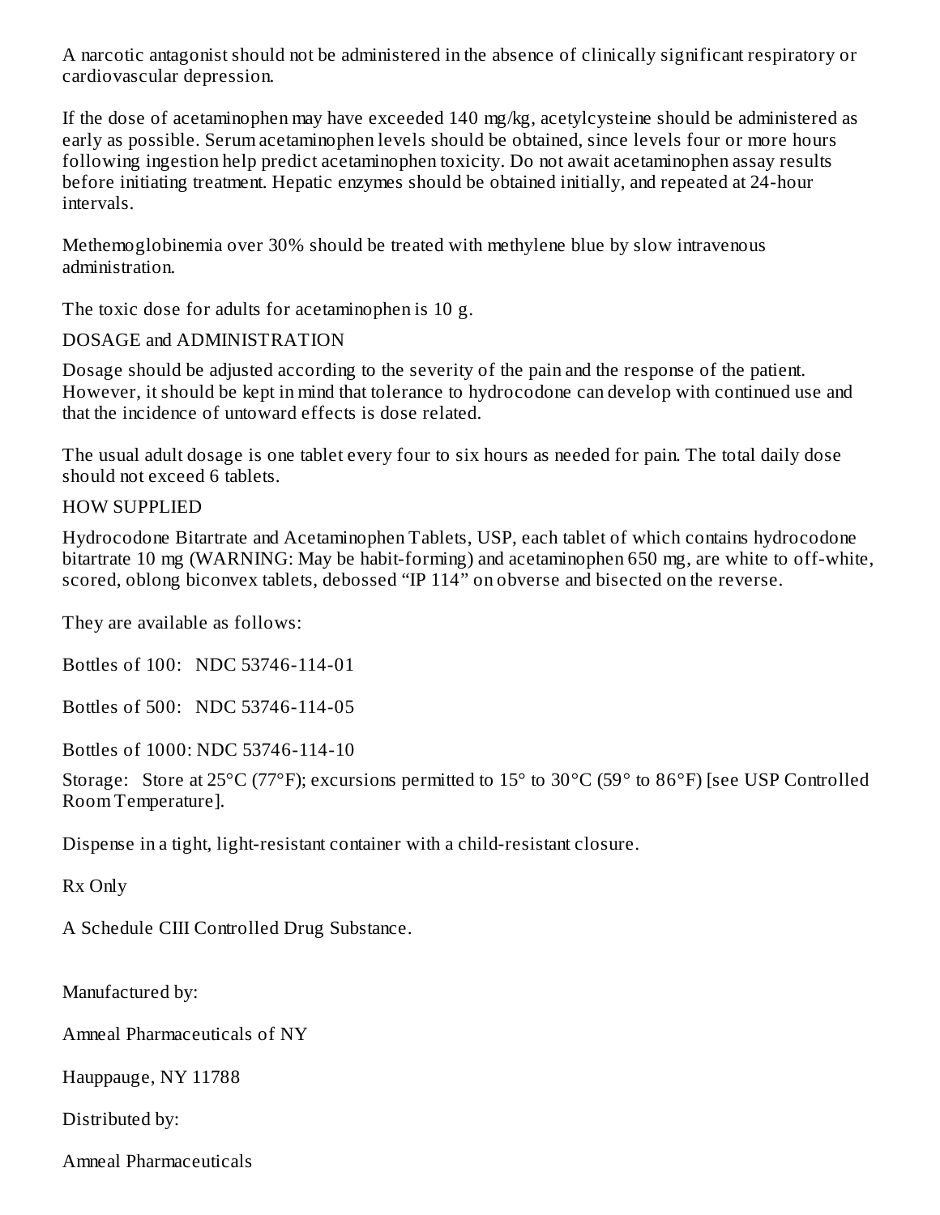A narcotic antagonist should not be administered in the absence of clinically significant respiratory or cardiovascular depression.

If the dose of acetaminophen may have exceeded 140 mg/kg, acetylcysteine should be administered as early as possible. Serum acetaminophen levels should be obtained, since levels four or more hours following ingestion help predict acetaminophen toxicity. Do not await acetaminophen assay results before initiating treatment. Hepatic enzymes should be obtained initially, and repeated at 24-hour intervals.

Methemoglobinemia over 30% should be treated with methylene blue by slow intravenous administration.

The toxic dose for adults for acetaminophen is 10 g.

## DOSAGE and ADMINISTRATION

Dosage should be adjusted according to the severity of the pain and the response of the patient. However, it should be kept in mind that tolerance to hydrocodone can develop with continued use and that the incidence of untoward effects is dose related.

The usual adult dosage is one tablet every four to six hours as needed for pain. The total daily dose should not exceed 6 tablets.

## HOW SUPPLIED

Hydrocodone Bitartrate and Acetaminophen Tablets, USP, each tablet of which contains hydrocodone bitartrate 10 mg (WARNING: May be habit-forming) and acetaminophen 650 mg, are white to off-white, scored, oblong biconvex tablets, debossed “IP 114” on obverse and bisected on the reverse.

They are available as follows:

Bottles of 100: NDC 53746-114-01

Bottles of 500: NDC 53746-114-05

Bottles of 1000: NDC 53746-114-10

Storage: Store at 25°C (77°F); excursions permitted to 15° to 30°C (59° to 86°F) [see USP Controlled Room Temperature].

Dispense in a tight, light-resistant container with a child-resistant closure.

Rx Only

A Schedule CIII Controlled Drug Substance.

Manufactured by:

Amneal Pharmaceuticals of NY

Hauppauge, NY 11788

Distributed by:

Amneal Pharmaceuticals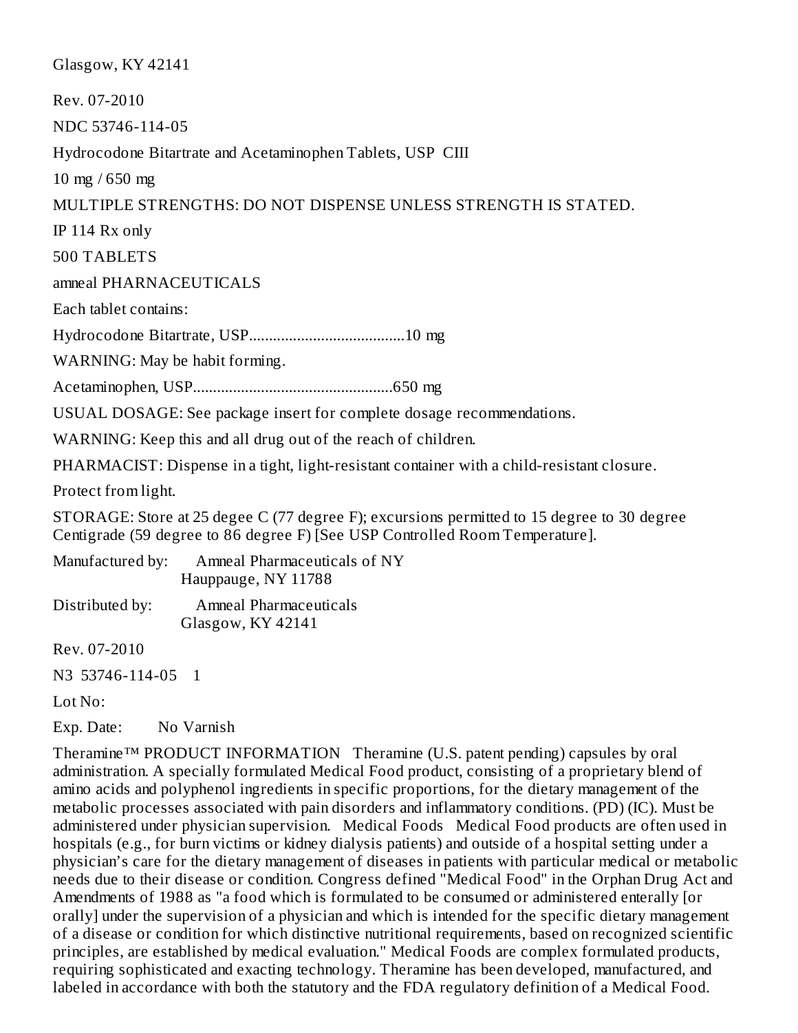Glasgow, KY 42141

Rev. 07-2010

NDC 53746-114-05

Hydrocodone Bitartrate and Acetaminophen Tablets, USP CIII

10 mg / 650 mg

MULTIPLE STRENGTHS: DO NOT DISPENSE UNLESS STRENGTH IS STATED.

IP 114 Rx only

500 TABLETS

amneal PHARNACEUTICALS

Each tablet contains:

Hydrocodone Bitartrate, USP.......................................10 mg

WARNING: May be habit forming.

Acetaminophen, USP.................................................650 mg

USUAL DOSAGE: See package insert for complete dosage recommendations.

WARNING: Keep this and all drug out of the reach of children.

PHARMACIST: Dispense in a tight, light-resistant container with a child-resistant closure.

Protect from light.

STORAGE: Store at 25 degee C (77 degree F); excursions permitted to 15 degree to 30 degree Centigrade (59 degree to 86 degree F) [See USP Controlled Room Temperature].

Manufactured by: Amneal Pharmaceuticals of NY
Hauppauge, NY 11788

Distributed by: Amneal Pharmaceuticals
Glasgow, KY 42141

Rev. 07-2010

N3 53746-114-05 1

Lot No:

Exp. Date: No Varnish

Theramine™ PRODUCT INFORMATION Theramine (U.S. patent pending) capsules by oral administration. A specially formulated Medical Food product, consisting of a proprietary blend of amino acids and polyphenol ingredients in specific proportions, for the dietary management of the metabolic processes associated with pain disorders and inflammatory conditions. (PD) (IC). Must be administered under physician supervision. Medical Foods Medical Food products are often used in hospitals (e.g., for burn victims or kidney dialysis patients) and outside of a hospital setting under a physician's care for the dietary management of diseases in patients with particular medical or metabolic needs due to their disease or condition. Congress defined "Medical Food" in the Orphan Drug Act and Amendments of 1988 as "a food which is formulated to be consumed or administered enterally [or orally] under the supervision of a physician and which is intended for the specific dietary management of a disease or condition for which distinctive nutritional requirements, based on recognized scientific principles, are established by medical evaluation." Medical Foods are complex formulated products, requiring sophisticated and exacting technology. Theramine has been developed, manufactured, and labeled in accordance with both the statutory and the FDA regulatory definition of a Medical Food.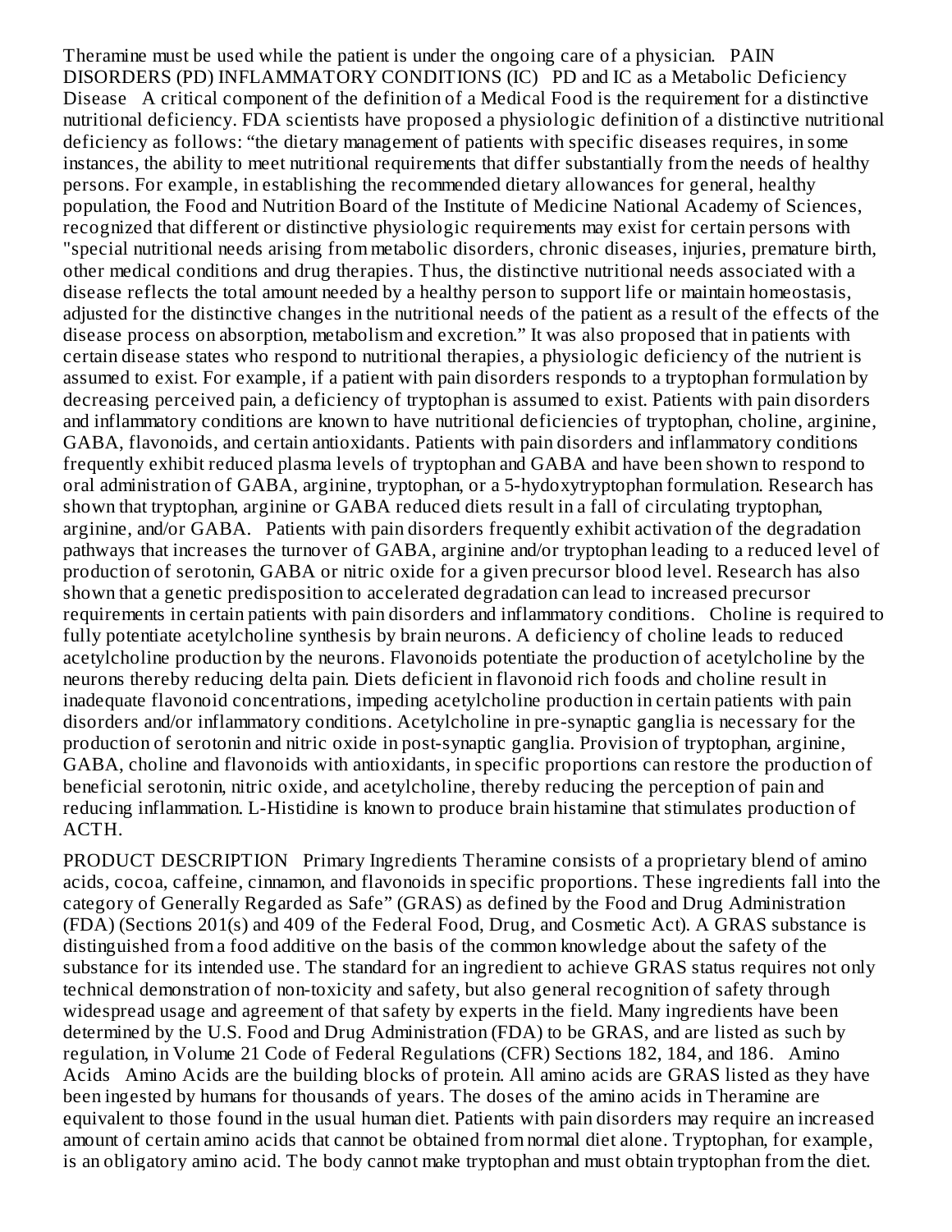Theramine must be used while the patient is under the ongoing care of a physician. PAIN DISORDERS (PD) INFLAMMATORY CONDITIONS (IC) PD and IC as a Metabolic Deficiency Disease A critical component of the definition of a Medical Food is the requirement for a distinctive nutritional deficiency. FDA scientists have proposed a physiologic definition of a distinctive nutritional deficiency as follows: "the dietary management of patients with specific diseases requires, in some instances, the ability to meet nutritional requirements that differ substantially from the needs of healthy persons. For example, in establishing the recommended dietary allowances for general, healthy population, the Food and Nutrition Board of the Institute of Medicine National Academy of Sciences, recognized that different or distinctive physiologic requirements may exist for certain persons with "special nutritional needs arising from metabolic disorders, chronic diseases, injuries, premature birth, other medical conditions and drug therapies. Thus, the distinctive nutritional needs associated with a disease reflects the total amount needed by a healthy person to support life or maintain homeostasis, adjusted for the distinctive changes in the nutritional needs of the patient as a result of the effects of the disease process on absorption, metabolism and excretion." It was also proposed that in patients with certain disease states who respond to nutritional therapies, a physiologic deficiency of the nutrient is assumed to exist. For example, if a patient with pain disorders responds to a tryptophan formulation by decreasing perceived pain, a deficiency of tryptophan is assumed to exist. Patients with pain disorders and inflammatory conditions are known to have nutritional deficiencies of tryptophan, choline, arginine, GABA, flavonoids, and certain antioxidants. Patients with pain disorders and inflammatory conditions frequently exhibit reduced plasma levels of tryptophan and GABA and have been shown to respond to oral administration of GABA, arginine, tryptophan, or a 5-hydoxytryptophan formulation. Research has shown that tryptophan, arginine or GABA reduced diets result in a fall of circulating tryptophan, arginine, and/or GABA. Patients with pain disorders frequently exhibit activation of the degradation pathways that increases the turnover of GABA, arginine and/or tryptophan leading to a reduced level of production of serotonin, GABA or nitric oxide for a given precursor blood level. Research has also shown that a genetic predisposition to accelerated degradation can lead to increased precursor requirements in certain patients with pain disorders and inflammatory conditions. Choline is required to fully potentiate acetylcholine synthesis by brain neurons. A deficiency of choline leads to reduced acetylcholine production by the neurons. Flavonoids potentiate the production of acetylcholine by the neurons thereby reducing delta pain. Diets deficient in flavonoid rich foods and choline result in inadequate flavonoid concentrations, impeding acetylcholine production in certain patients with pain disorders and/or inflammatory conditions. Acetylcholine in pre-synaptic ganglia is necessary for the production of serotonin and nitric oxide in post-synaptic ganglia. Provision of tryptophan, arginine, GABA, choline and flavonoids with antioxidants, in specific proportions can restore the production of beneficial serotonin, nitric oxide, and acetylcholine, thereby reducing the perception of pain and reducing inflammation. L-Histidine is known to produce brain histamine that stimulates production of ACTH.

PRODUCT DESCRIPTION Primary Ingredients Theramine consists of a proprietary blend of amino acids, cocoa, caffeine, cinnamon, and flavonoids in specific proportions. These ingredients fall into the category of Generally Regarded as Safe" (GRAS) as defined by the Food and Drug Administration (FDA) (Sections 201(s) and 409 of the Federal Food, Drug, and Cosmetic Act). A GRAS substance is distinguished from a food additive on the basis of the common knowledge about the safety of the substance for its intended use. The standard for an ingredient to achieve GRAS status requires not only technical demonstration of non-toxicity and safety, but also general recognition of safety through widespread usage and agreement of that safety by experts in the field. Many ingredients have been determined by the U.S. Food and Drug Administration (FDA) to be GRAS, and are listed as such by regulation, in Volume 21 Code of Federal Regulations (CFR) Sections 182, 184, and 186. Amino Acids Amino Acids are the building blocks of protein. All amino acids are GRAS listed as they have been ingested by humans for thousands of years. The doses of the amino acids in Theramine are equivalent to those found in the usual human diet. Patients with pain disorders may require an increased amount of certain amino acids that cannot be obtained from normal diet alone. Tryptophan, for example, is an obligatory amino acid. The body cannot make tryptophan and must obtain tryptophan from the diet.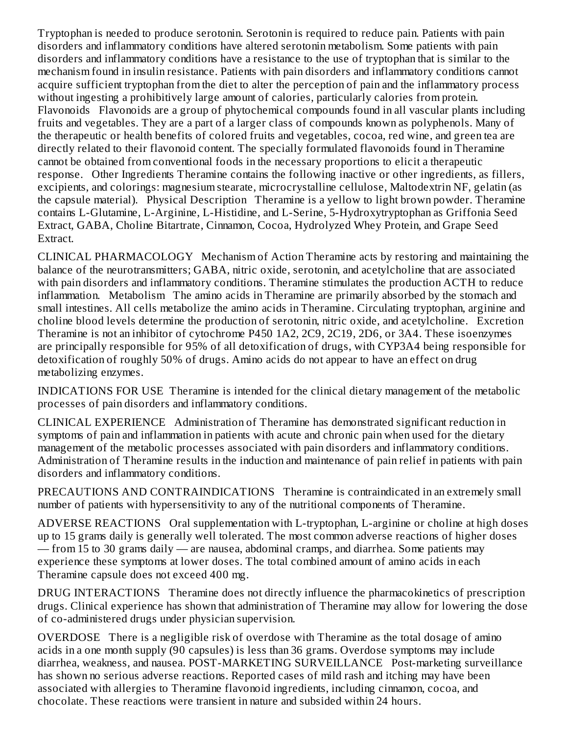Tryptophan is needed to produce serotonin. Serotonin is required to reduce pain. Patients with pain disorders and inflammatory conditions have altered serotonin metabolism. Some patients with pain disorders and inflammatory conditions have a resistance to the use of tryptophan that is similar to the mechanism found in insulin resistance. Patients with pain disorders and inflammatory conditions cannot acquire sufficient tryptophan from the diet to alter the perception of pain and the inflammatory process without ingesting a prohibitively large amount of calories, particularly calories from protein.

**Flavonoids** Flavonoids are a group of phytochemical compounds found in all vascular plants including fruits and vegetables. They are a part of a larger class of compounds known as polyphenols. Many of the therapeutic or health benefits of colored fruits and vegetables, cocoa, red wine, and green tea are directly related to their flavonoid content. The specially formulated flavonoids found in Theramine cannot be obtained from conventional foods in the necessary proportions to elicit a therapeutic response.

**Other Ingredients** Theramine contains the following inactive or other ingredients, as fillers, excipients, and colorings: magnesium stearate, microcrystalline cellulose, Maltodextrin NF, gelatin (as the capsule material).

**Physical Description** Theramine is a yellow to light brown powder. Theramine contains L-Glutamine, L-Arginine, L-Histidine, and L-Serine, 5-Hydroxytryptophan as Griffonia Seed Extract, GABA, Choline Bitartrate, Cinnamon, Cocoa, Hydrolyzed Whey Protein, and Grape Seed Extract.

## CLINICAL PHARMACOLOGY

**Mechanism of Action** Theramine acts by restoring and maintaining the balance of the neurotransmitters; GABA, nitric oxide, serotonin, and acetylcholine that are associated with pain disorders and inflammatory conditions. Theramine stimulates the production ACTH to reduce inflammation.

**Metabolism** The amino acids in Theramine are primarily absorbed by the stomach and small intestines. All cells metabolize the amino acids in Theramine. Circulating tryptophan, arginine and choline blood levels determine the production of serotonin, nitric oxide, and acetylcholine.

**Excretion** Theramine is not an inhibitor of cytochrome P450 1A2, 2C9, 2C19, 2D6, or 3A4. These isoenzymes are principally responsible for 95% of all detoxification of drugs, with CYP3A4 being responsible for detoxification of roughly 50% of drugs. Amino acids do not appear to have an effect on drug metabolizing enzymes.

## INDICATIONS FOR USE

Theramine is intended for the clinical dietary management of the metabolic processes of pain disorders and inflammatory conditions.

## CLINICAL EXPERIENCE

Administration of Theramine has demonstrated significant reduction in symptoms of pain and inflammation in patients with acute and chronic pain when used for the dietary management of the metabolic processes associated with pain disorders and inflammatory conditions. Administration of Theramine results in the induction and maintenance of pain relief in patients with pain disorders and inflammatory conditions.

## PRECAUTIONS AND CONTRAINDICATIONS

Theramine is contraindicated in an extremely small number of patients with hypersensitivity to any of the nutritional components of Theramine.

## ADVERSE REACTIONS

Oral supplementation with L-tryptophan, L-arginine or choline at high doses up to 15 grams daily is generally well tolerated. The most common adverse reactions of higher doses — from 15 to 30 grams daily — are nausea, abdominal cramps, and diarrhea. Some patients may experience these symptoms at lower doses. The total combined amount of amino acids in each Theramine capsule does not exceed 400 mg.

## DRUG INTERACTIONS

Theramine does not directly influence the pharmacokinetics of prescription drugs. Clinical experience has shown that administration of Theramine may allow for lowering the dose of co-administered drugs under physician supervision.

## OVERDOSE

There is a negligible risk of overdose with Theramine as the total dosage of amino acids in a one month supply (90 capsules) is less than 36 grams. Overdose symptoms may include diarrhea, weakness, and nausea.

## POST-MARKETING SURVEILLANCE

Post-marketing surveillance has shown no serious adverse reactions. Reported cases of mild rash and itching may have been associated with allergies to Theramine flavonoid ingredients, including cinnamon, cocoa, and chocolate. These reactions were transient in nature and subsided within 24 hours.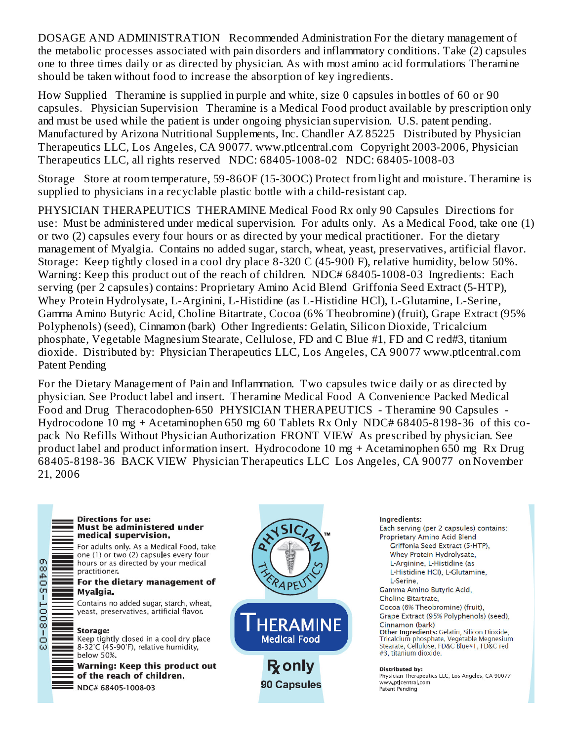DOSAGE AND ADMINISTRATION   Recommended Administration For the dietary management of the metabolic processes associated with pain disorders and inflammatory conditions. Take (2) capsules one to three times daily or as directed by physician. As with most amino acid formulations Theramine should be taken without food to increase the absorption of key ingredients.

How Supplied   Theramine is supplied in purple and white, size 0 capsules in bottles of 60 or 90 capsules.   Physician Supervision   Theramine is a Medical Food product available by prescription only and must be used while the patient is under ongoing physician supervision.  U.S. patent pending. Manufactured by Arizona Nutritional Supplements, Inc. Chandler AZ 85225   Distributed by Physician Therapeutics LLC, Los Angeles, CA 90077. www.ptlcentral.com   Copyright 2003-2006, Physician Therapeutics LLC, all rights reserved   NDC: 68405-1008-02   NDC: 68405-1008-03

Storage   Store at room temperature, 59-86OF (15-30OC) Protect from light and moisture. Theramine is supplied to physicians in a recyclable plastic bottle with a child-resistant cap.

PHYSICIAN THERAPEUTICS  THERAMINE Medical Food Rx only 90 Capsules  Directions for use:  Must be administered under medical supervision.  For adults only.  As a Medical Food, take one (1) or two (2) capsules every four hours or as directed by your medical practitioner.  For the dietary management of Myalgia.  Contains no added sugar, starch, wheat, yeast, preservatives, artificial flavor. Storage:  Keep tightly closed in a cool dry place 8-320 C (45-900 F), relative humidity, below 50%. Warning: Keep this product out of the reach of children.  NDC# 68405-1008-03  Ingredients:  Each serving (per 2 capsules) contains: Proprietary Amino Acid Blend  Griffonia Seed Extract (5-HTP), Whey Protein Hydrolysate, L-Arginini, L-Histidine (as L-Histidine HCl), L-Glutamine, L-Serine, Gamma Amino Butyric Acid, Choline Bitartrate, Cocoa (6% Theobromine) (fruit), Grape Extract (95% Polyphenols) (seed), Cinnamon (bark)  Other Ingredients: Gelatin, Silicon Dioxide, Tricalcium phosphate, Vegetable Magnesium Stearate, Cellulose, FD and C Blue #1, FD and C red#3, titanium dioxide.  Distributed by:  Physician Therapeutics LLC, Los Angeles, CA 90077 www.ptlcentral.com Patent Pending

For the Dietary Management of Pain and Inflammation.  Two capsules twice daily or as directed by physician. See Product label and insert.  Theramine Medical Food  A Convenience Packed Medical Food and Drug  Theracodophen-650  PHYSICIAN THERAPEUTICS  - Theramine 90 Capsules  - Hydrocodone 10 mg + Acetaminophen 650 mg 60 Tablets Rx Only  NDC# 68405-8198-36  of this co-pack  No Refills Without Physician Authorization  FRONT VIEW  As prescribed by physician. See product label and product information insert.  Hydrocodone 10 mg + Acetaminophen 650 mg  Rx Drug 68405-8198-36  BACK VIEW  Physician Therapeutics LLC  Los Angeles, CA 90077  on November 21, 2006

68405-1008-03

**Directions for use:**
**Must be administered under medical supervision.**

For adults only. As a Medical Food, take one (1) or two (2) capsules every four hours or as directed by your medical practitioner.

**For the dietary management of Myalgia.**

Contains no added sugar, starch, wheat, yeast, preservatives, artificial flavor.

**Storage:**
Keep tightly closed in a cool dry place 8-32°C (45-90°F), relative humidity, below 50%.

**Warning: Keep this product out of the reach of children.**

NDC# 68405-1008-03

PHYSICIAN THERAPEUTICS™

**THERAMINE**
**Medical Food**

**℞ only**
**90 Capsules**

**Ingredients:**
Each serving (per 2 capsules) contains:
Proprietary Amino Acid Blend
Griffonia Seed Extract (5-HTP),
Whey Protein Hydrolysate,
L-Arginine, L-Histidine (as L-Histidine HCl), L-Glutamine,
L-Serine,
Gamma Amino Butyric Acid,
Choline Bitartrate,
Cocoa (6% Theobromine) (fruit),
Grape Extract (95% Polyphenols) (seed),
Cinnamon (bark)
**Other Ingredients:** Gelatin, Silicon Dioxide, Tricalcium phosphate, Vegetable Megnesium Stearate, Cellulose, FD&C Blue#1, FD&C red #3, titanium dioxide.

**Distributed by:**
Physician Therapeutics LLC, Los Angeles, CA 90077
www.ptlcentral.com
Patent Pending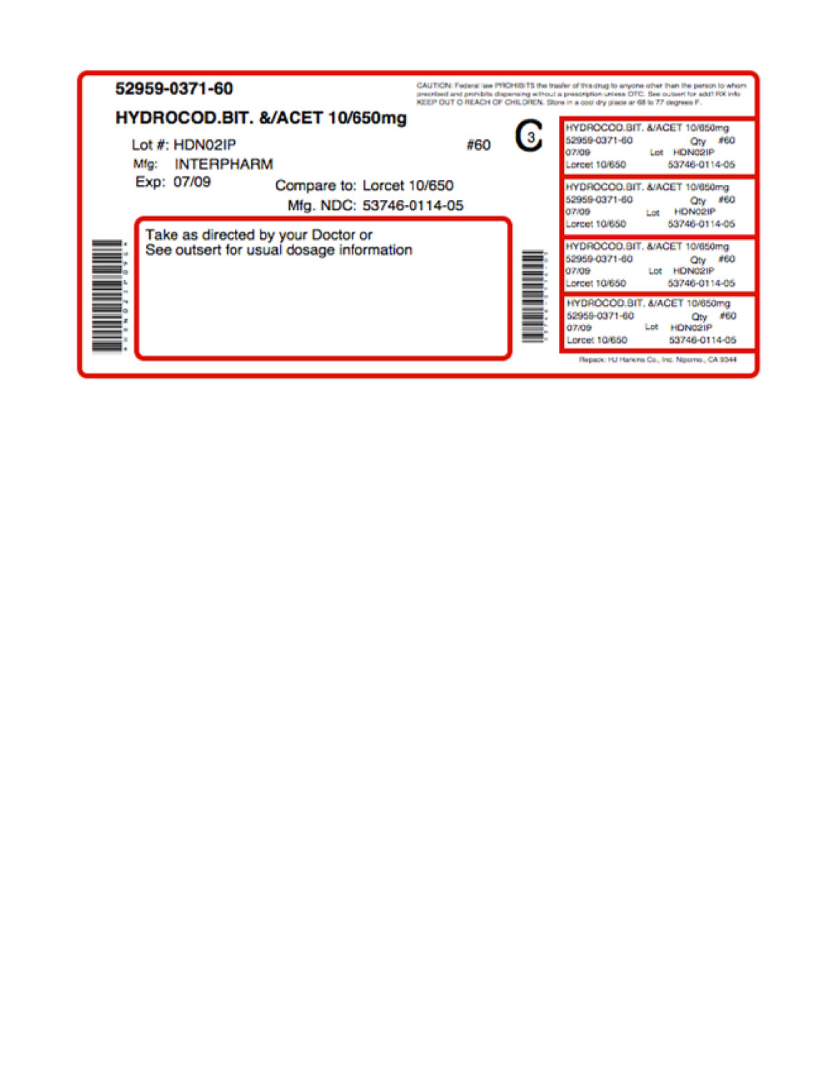**52959-0371-60**

**HYDROCOD.BIT. &/ACET 10/650mg**

CAUTION: Federal law PROHIBITS the transfer of this drug to anyone other than the person to whom prescribed and prohibits dispensing without a prescription unless OTC. See outsert for add'l RX info. KEEP OUT O REACH OF CHILDREN. Store in a cool dry place at 68 to 77 degrees F.

Lot #: HDN02IP

#60

C3

Mfg: INTERPHARM

Exp: 07/09

Compare to: Lorcet 10/650

Mfg. NDC: 53746-0114-05

Take as directed by your Doctor or
See outsert for usual dosage information

HYDROCOD.BIT. &/ACET 10/650mg
52959-0371-60 Qty #60
07/09 Lot HDN02IP
Lorcet 10/650 53746-0114-05

HYDROCOD.BIT. &/ACET 10/650mg
52959-0371-60 Qty #60
07/09 Lot HDN02IP
Lorcet 10/650 53746-0114-05

HYDROCOD.BIT. &/ACET 10/650mg
52959-0371-60 Qty #60
07/09 Lot HDN02IP
Lorcet 10/650 53746-0114-05

HYDROCOD.BIT. &/ACET 10/650mg
52959-0371-60 Qty #60
07/09 Lot HDN02IP
Lorcet 10/650 53746-0114-05

Repack: HJ Harkins Co., Inc. Nipomo, CA 9344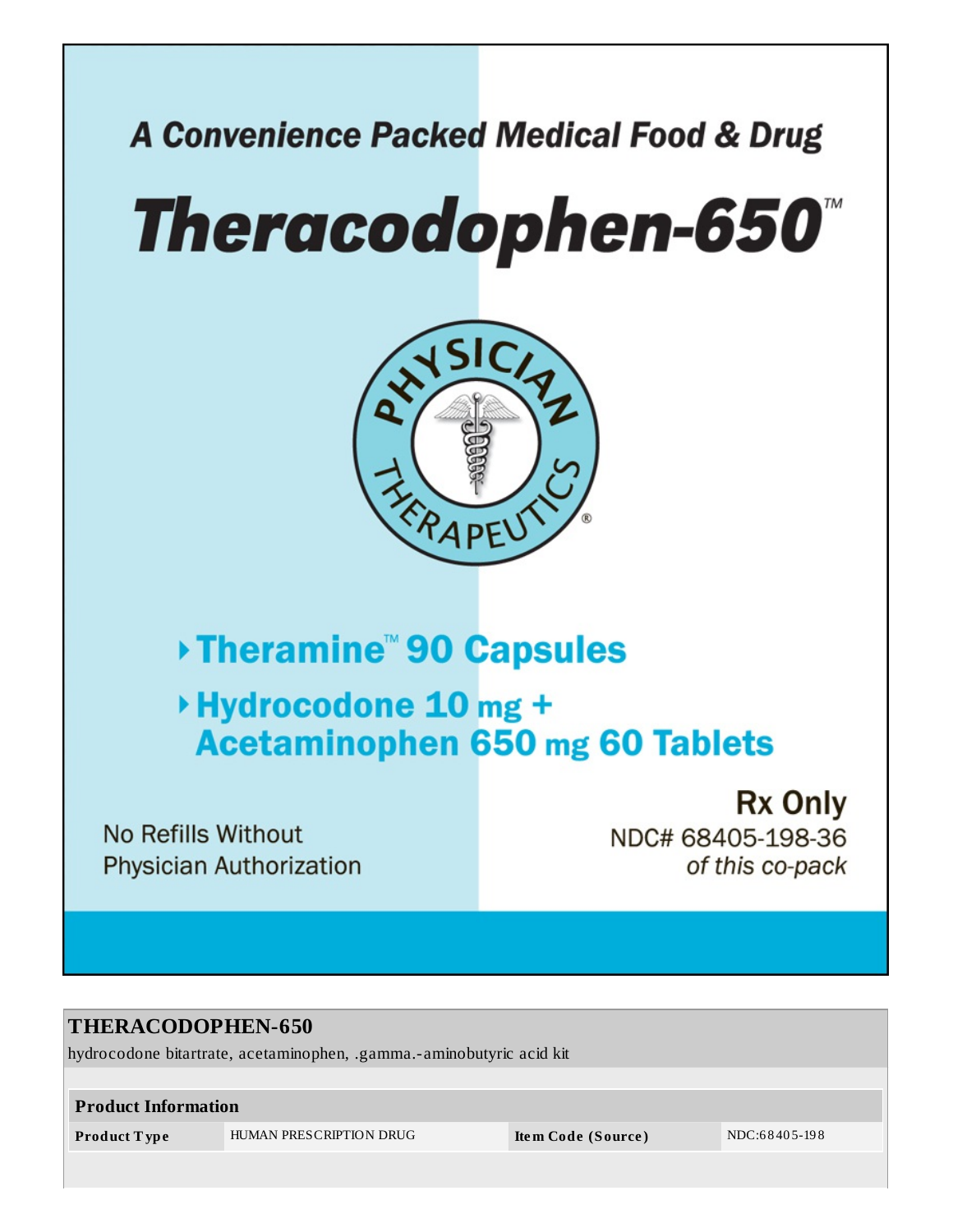A Convenience Packed Medical Food & Drug

# Theracodophen-650™

PHYSICIAN THERAPEUTICS®

- Theramine™ 90 Capsules
- Hydrocodone 10 mg + Acetaminophen 650 mg 60 Tablets

Rx Only

No Refills Without Physician Authorization

NDC# 68405-198-36 *of this co-pack*

**THERACODOPHEN-650**

hydrocodone bitartrate, acetaminophen, .gamma.-aminobutyric acid kit

| Product Information | | | |
|---|---|---|---|
| **Product Type** | HUMAN PRESCRIPTION DRUG | **Item Code (Source)** | NDC:68405-198 |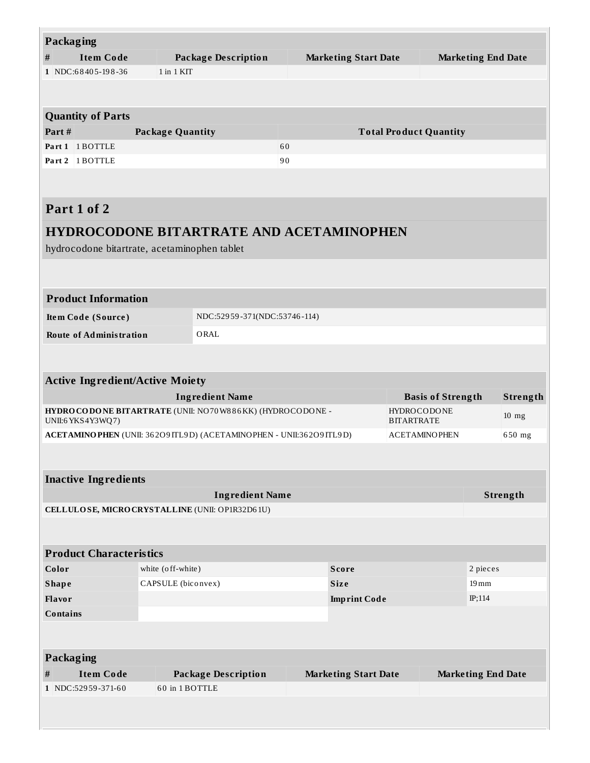### Packaging

| # | Item Code | Package Description | Marketing Start Date | Marketing End Date |
|---|---|---|---|---|
| 1 | NDC:68405-198-36 | 1 in 1 KIT | | |

### Quantity of Parts

| Part # | Package Quantity | Total Product Quantity |
|---|---|---|
| Part 1 | 1 BOTTLE | 60 |
| Part 2 | 1 BOTTLE | 90 |

## Part 1 of 2

## HYDROCODONE BITARTRATE AND ACETAMINOPHEN

hydrocodone bitartrate, acetaminophen tablet

### Product Information

| | |
|---|---|
| **Item Code (Source)** | NDC:52959-371(NDC:53746-114) |
| **Route of Administration** | ORAL |

### Active Ingredient/Active Moiety

| Ingredient Name | Basis of Strength | Strength |
|---|---|---|
| **HYDROCODONE BITARTRATE** (UNII: NO70W886KK) (HYDROCODONE - UNII:6YKS4Y3WQ7) | HYDROCODONE BITARTRATE | 10 mg |
| **ACETAMINOPHEN** (UNII: 362O9ITL9D) (ACETAMINOPHEN - UNII:362O9ITL9D) | ACETAMINOPHEN | 650 mg |

### Inactive Ingredients

| Ingredient Name | Strength |
|---|---|
| **CELLULOSE, MICROCRYSTALLINE** (UNII: OP1R32D61U) | |

### Product Characteristics

| | | | |
|---|---|---|---|
| **Color** | white (off-white) | **Score** | 2 pieces |
| **Shape** | CAPSULE (biconvex) | **Size** | 19mm |
| **Flavor** | | **Imprint Code** | IP;114 |
| **Contains** | | | |

### Packaging

| # | Item Code | Package Description | Marketing Start Date | Marketing End Date |
|---|---|---|---|---|
| 1 | NDC:52959-371-60 | 60 in 1 BOTTLE | | |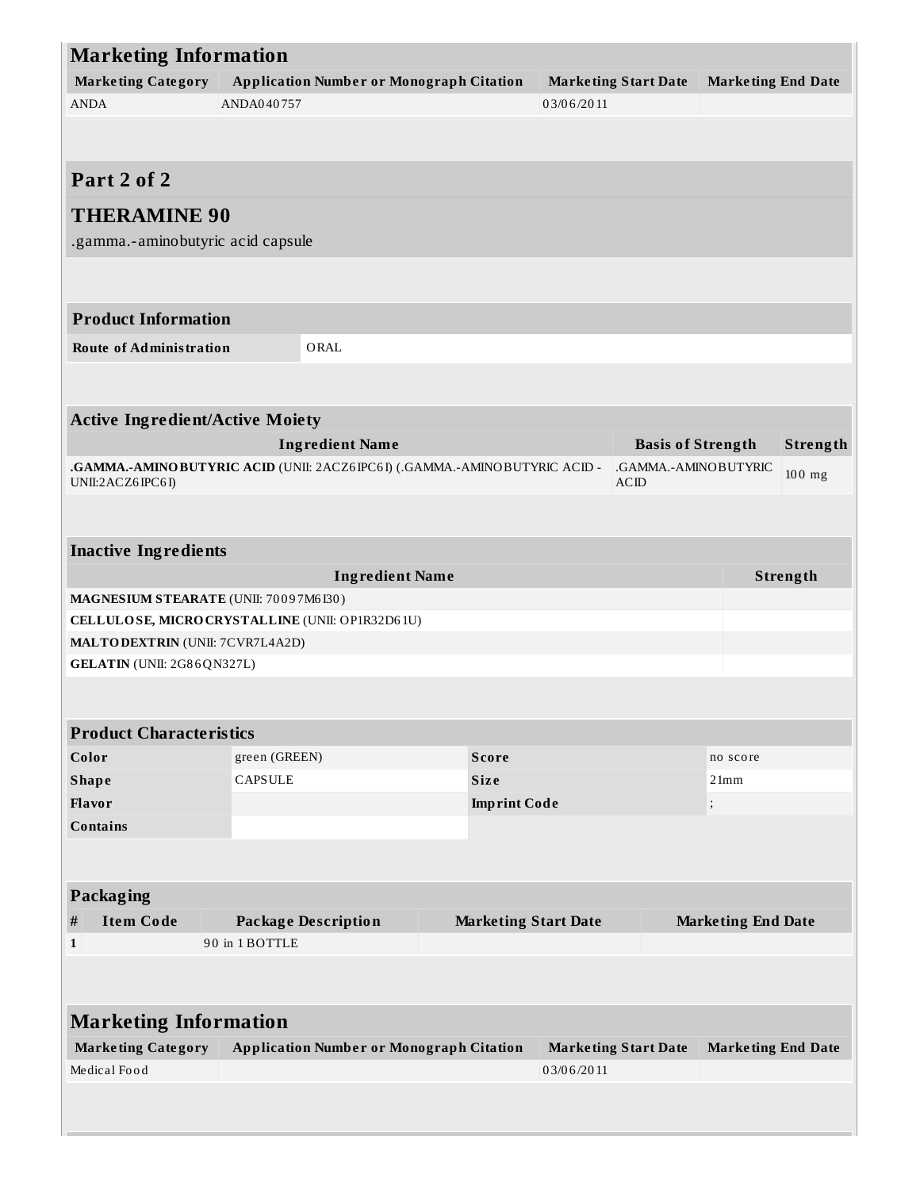## Marketing Information

| Marketing Category | Application Number or Monograph Citation | Marketing Start Date | Marketing End Date |
|---|---|---|---|
| ANDA | ANDA040757 | 03/06/2011 | |

## Part 2 of 2

## THERAMINE 90

.gamma.-aminobutyric acid capsule

| Product Information | |
|---|---|
| **Route of Administration** | ORAL |

| Active Ingredient/Active Moiety | | |
|---|---|---|
| **Ingredient Name** | **Basis of Strength** | **Strength** |
| **.GAMMA.-AMINOBUTYRIC ACID** (UNII: 2ACZ6IPC6I) (.GAMMA.-AMINOBUTYRIC ACID - UNII:2ACZ6IPC6I) | .GAMMA.-AMINOBUTYRIC ACID | 100 mg |

| Inactive Ingredients | |
|---|---|
| **Ingredient Name** | **Strength** |
| **MAGNESIUM STEARATE** (UNII: 70097M6I30) | |
| **CELLULOSE, MICROCRYSTALLINE** (UNII: OP1R32D61U) | |
| **MALTODEXTRIN** (UNII: 7CVR7L4A2D) | |
| **GELATIN** (UNII: 2G86QN327L) | |

| Product Characteristics | | | |
|---|---|---|---|
| **Color** | green (GREEN) | **Score** | no score |
| **Shape** | CAPSULE | **Size** | 21mm |
| **Flavor** | | **Imprint Code** | ; |
| **Contains** | | | |

| Packaging | | | | |
|---|---|---|---|---|
| **#** | **Item Code** | **Package Description** | **Marketing Start Date** | **Marketing End Date** |
| **1** | | 90 in 1 BOTTLE | | |

## Marketing Information

| Marketing Category | Application Number or Monograph Citation | Marketing Start Date | Marketing End Date |
|---|---|---|---|
| Medical Food | | 03/06/2011 | |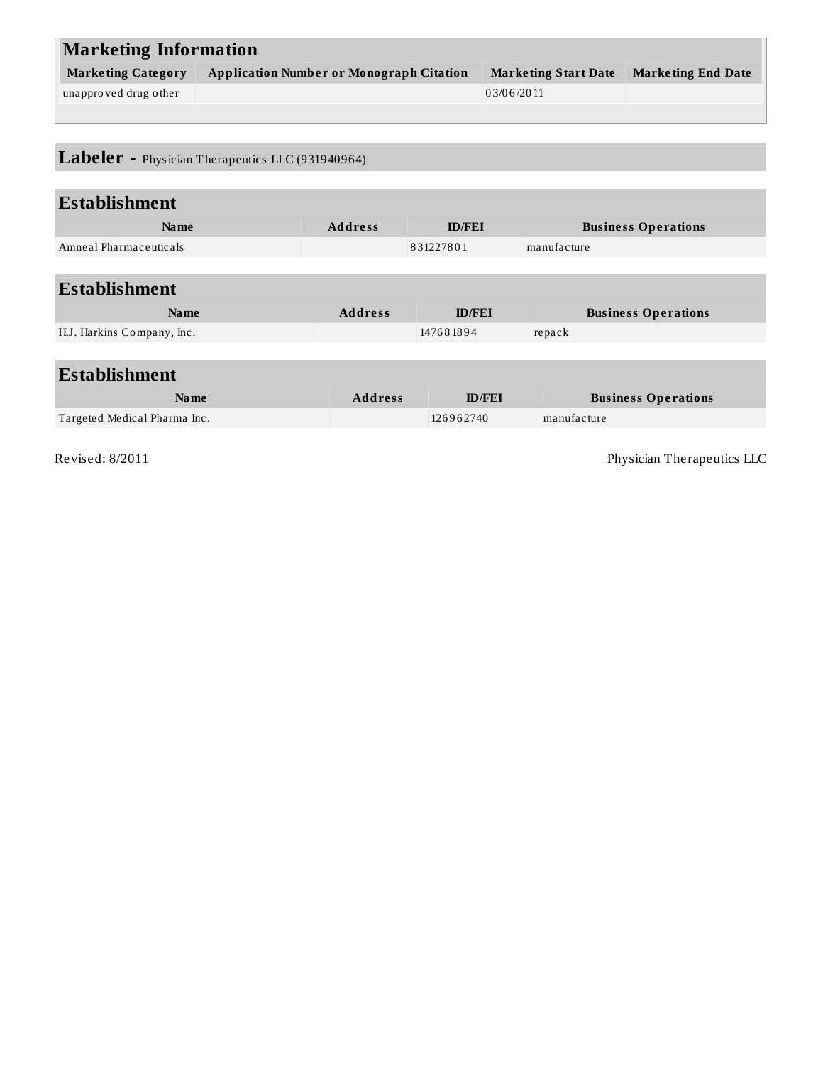## Marketing Information

| Marketing Category | Application Number or Monograph Citation | Marketing Start Date | Marketing End Date |
|---|---|---|---|
| unapproved drug other | | 03/06/2011 | |

## Labeler - Physician Therapeutics LLC (931940964)

## Establishment

| Name | Address | ID/FEI | Business Operations |
|---|---|---|---|
| Amneal Pharmaceuticals | | 831227801 | manufacture |

## Establishment

| Name | Address | ID/FEI | Business Operations |
|---|---|---|---|
| H.J. Harkins Company, Inc. | | 147681894 | repack |

## Establishment

| Name | Address | ID/FEI | Business Operations |
|---|---|---|---|
| Targeted Medical Pharma Inc. | | 126962740 | manufacture |

Revised: 8/2011

Physician Therapeutics LLC